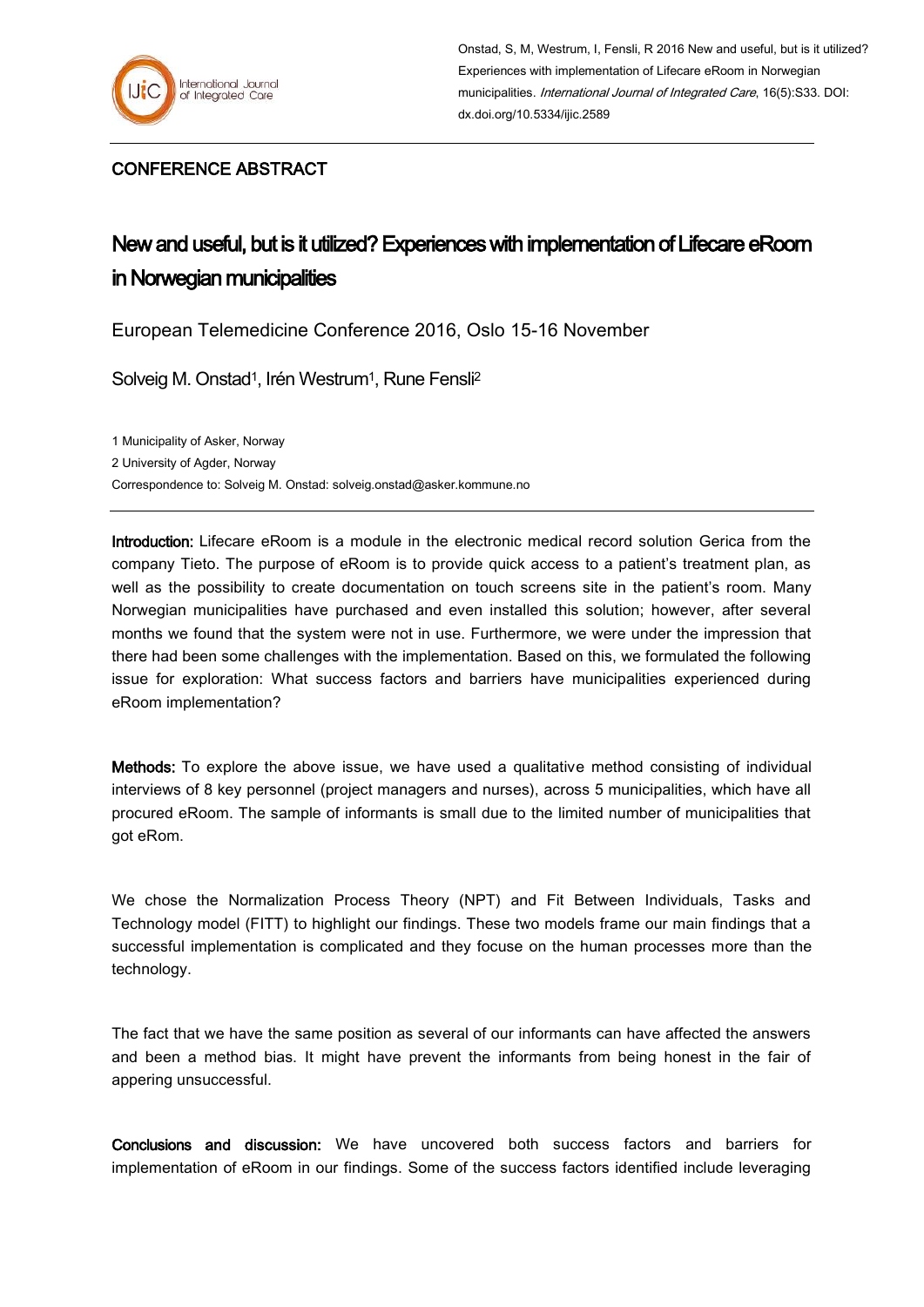Onstad, S, M, Westrum, I, Fensli, R 2016 New and useful, but is it utilized? Experiences with implementation of Lifecare eRoom in Norwegian municipalities. *International Journal of Integrated Care*, 16(5):S33. DOI: dx.doi.org/10.5334/ijic.2589

CONFERENCE ABSTRACT

# New and useful, but is it utilized? Experiences with implementation of Lifecare eRoom in Norwegian municipalities

European Telemedicine Conference 2016, Oslo 15-16 November

Solveig M. Onstad[1], Irén Westrum[1], Rune Fensli[2]

1 Municipality of Asker, Norway
2 University of Agder, Norway
Correspondence to: Solveig M. Onstad: solveig.onstad@asker.kommune.no

**Introduction:** Lifecare eRoom is a module in the electronic medical record solution Gerica from the company Tieto. The purpose of eRoom is to provide quick access to a patient's treatment plan, as well as the possibility to create documentation on touch screens site in the patient's room. Many Norwegian municipalities have purchased and even installed this solution; however, after several months we found that the system were not in use. Furthermore, we were under the impression that there had been some challenges with the implementation. Based on this, we formulated the following issue for exploration: What success factors and barriers have municipalities experienced during eRoom implementation?

**Methods:** To explore the above issue, we have used a qualitative method consisting of individual interviews of 8 key personnel (project managers and nurses), across 5 municipalities, which have all procured eRoom. The sample of informants is small due to the limited number of municipalities that got eRom.

We chose the Normalization Process Theory (NPT) and Fit Between Individuals, Tasks and Technology model (FITT) to highlight our findings. These two models frame our main findings that a successful implementation is complicated and they focuse on the human processes more than the technology.

The fact that we have the same position as several of our informants can have affected the answers and been a method bias. It might have prevent the informants from being honest in the fair of appering unsuccessful.

**Conclusions and discussion:** We have uncovered both success factors and barriers for implementation of eRoom in our findings. Some of the success factors identified include leveraging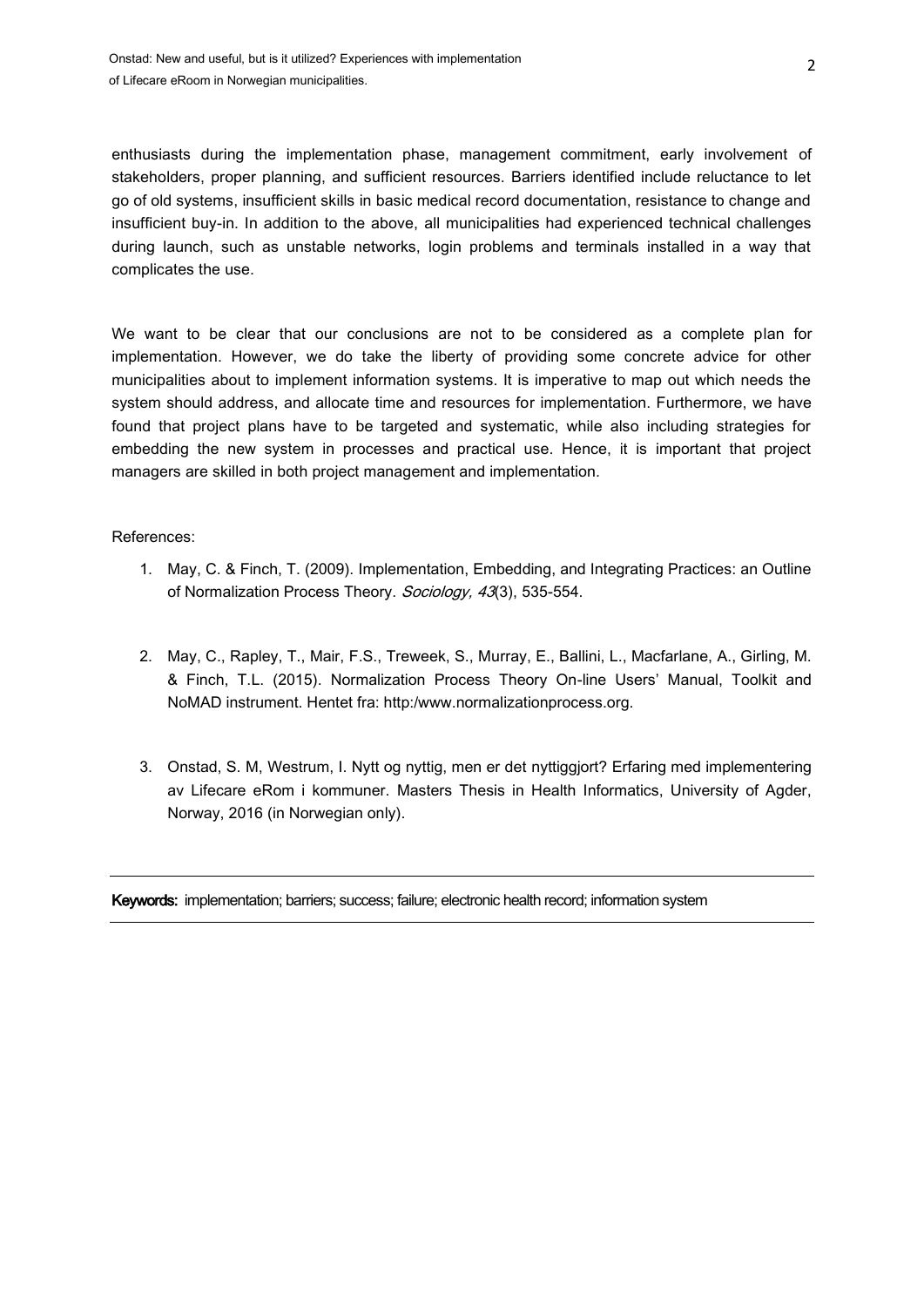enthusiasts during the implementation phase, management commitment, early involvement of stakeholders, proper planning, and sufficient resources. Barriers identified include reluctance to let go of old systems, insufficient skills in basic medical record documentation, resistance to change and insufficient buy-in. In addition to the above, all municipalities had experienced technical challenges during launch, such as unstable networks, login problems and terminals installed in a way that complicates the use.

We want to be clear that our conclusions are not to be considered as a complete plan for implementation. However, we do take the liberty of providing some concrete advice for other municipalities about to implement information systems. It is imperative to map out which needs the system should address, and allocate time and resources for implementation. Furthermore, we have found that project plans have to be targeted and systematic, while also including strategies for embedding the new system in processes and practical use. Hence, it is important that project managers are skilled in both project management and implementation.

References:

1. May, C. & Finch, T. (2009). Implementation, Embedding, and Integrating Practices: an Outline of Normalization Process Theory. *Sociology, 43*(3), 535-554.

2. May, C., Rapley, T., Mair, F.S., Treweek, S., Murray, E., Ballini, L., Macfarlane, A., Girling, M. & Finch, T.L. (2015). Normalization Process Theory On-line Users' Manual, Toolkit and NoMAD instrument. Hentet fra: http:/www.normalizationprocess.org.

3. Onstad, S. M, Westrum, I. Nytt og nyttig, men er det nyttiggjort? Erfaring med implementering av Lifecare eRom i kommuner. Masters Thesis in Health Informatics, University of Agder, Norway, 2016 (in Norwegian only).

---

**Keywords:** implementation; barriers; success; failure; electronic health record; information system

---